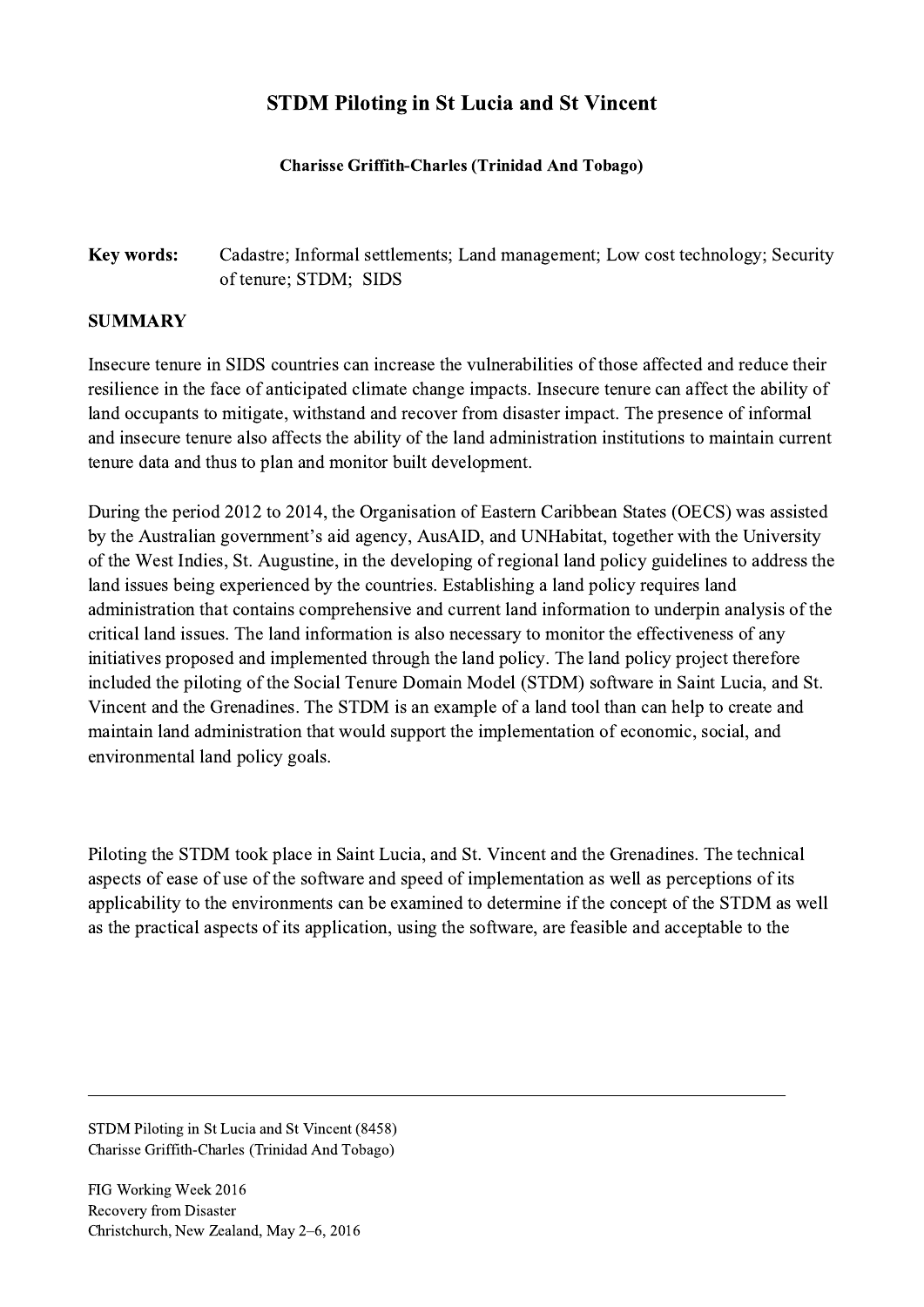# STDM Piloting in St Lucia and St Vincent

**Charisse Griffith-Charles (Trinidad And Tobago)**

**Key words:** Cadastre; Informal settlements; Land management; Low cost technology; Security of tenure; STDM; SIDS

## SUMMARY

Insecure tenure in SIDS countries can increase the vulnerabilities of those affected and reduce their resilience in the face of anticipated climate change impacts. Insecure tenure can affect the ability of land occupants to mitigate, withstand and recover from disaster impact. The presence of informal and insecure tenure also affects the ability of the land administration institutions to maintain current tenure data and thus to plan and monitor built development.

During the period 2012 to 2014, the Organisation of Eastern Caribbean States (OECS) was assisted by the Australian government's aid agency, AusAID, and UNHabitat, together with the University of the West Indies, St. Augustine, in the developing of regional land policy guidelines to address the land issues being experienced by the countries. Establishing a land policy requires land administration that contains comprehensive and current land information to underpin analysis of the critical land issues. The land information is also necessary to monitor the effectiveness of any initiatives proposed and implemented through the land policy. The land policy project therefore included the piloting of the Social Tenure Domain Model (STDM) software in Saint Lucia, and St. Vincent and the Grenadines. The STDM is an example of a land tool than can help to create and maintain land administration that would support the implementation of economic, social, and environmental land policy goals.

Piloting the STDM took place in Saint Lucia, and St. Vincent and the Grenadines. The technical aspects of ease of use of the software and speed of implementation as well as perceptions of its applicability to the environments can be examined to determine if the concept of the STDM as well as the practical aspects of its application, using the software, are feasible and acceptable to the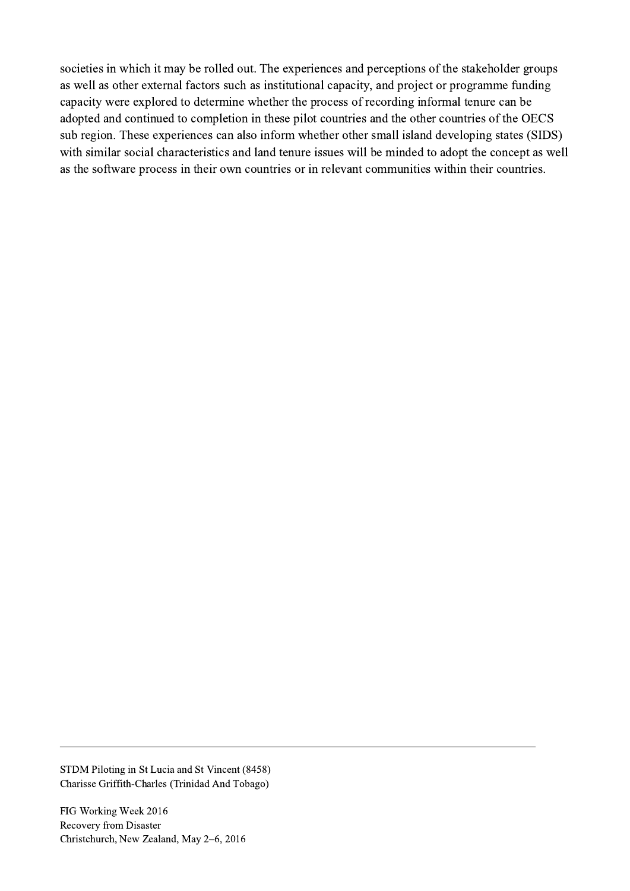societies in which it may be rolled out. The experiences and perceptions of the stakeholder groups as well as other external factors such as institutional capacity, and project or programme funding capacity were explored to determine whether the process of recording informal tenure can be adopted and continued to completion in these pilot countries and the other countries of the OECS sub region. These experiences can also inform whether other small island developing states (SIDS) with similar social characteristics and land tenure issues will be minded to adopt the concept as well as the software process in their own countries or in relevant communities within their countries.